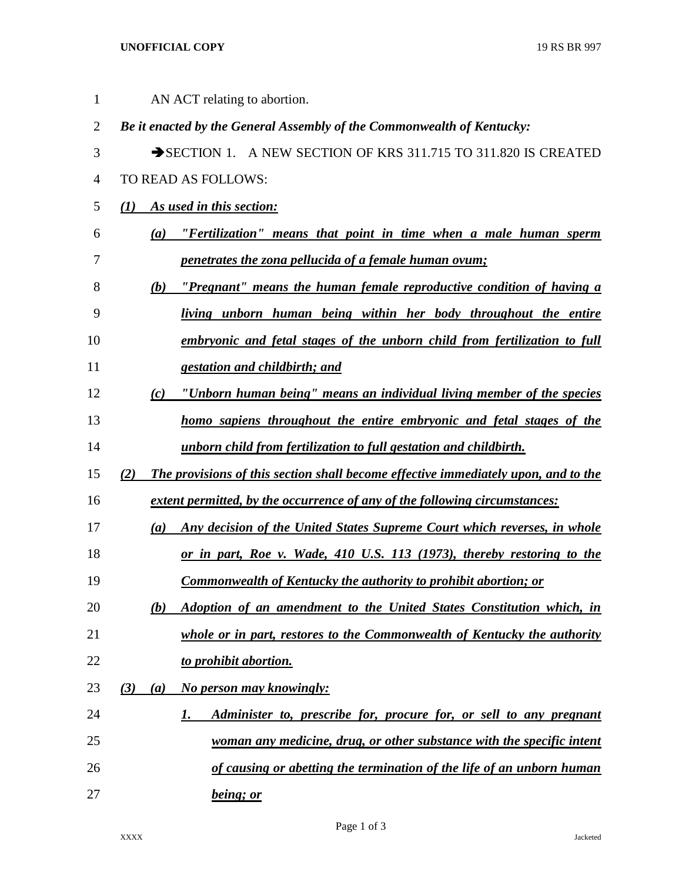AN ACT relating to abortion.

***Be it enacted by the General Assembly of the Commonwealth of Kentucky:***

➔SECTION 1. A NEW SECTION OF KRS 311.715 TO 311.820 IS CREATED TO READ AS FOLLOWS:

***(1) As used in this section:***

***(a) "Fertilization" means that point in time when a male human sperm penetrates the zona pellucida of a female human ovum;***

***(b) "Pregnant" means the human female reproductive condition of having a living unborn human being within her body throughout the entire embryonic and fetal stages of the unborn child from fertilization to full gestation and childbirth; and***

***(c) "Unborn human being" means an individual living member of the species homo sapiens throughout the entire embryonic and fetal stages of the unborn child from fertilization to full gestation and childbirth.***

***(2) The provisions of this section shall become effective immediately upon, and to the extent permitted, by the occurrence of any of the following circumstances:***

***(a) Any decision of the United States Supreme Court which reverses, in whole or in part, Roe v. Wade, 410 U.S. 113 (1973), thereby restoring to the Commonwealth of Kentucky the authority to prohibit abortion; or***

***(b) Adoption of an amendment to the United States Constitution which, in whole or in part, restores to the Commonwealth of Kentucky the authority to prohibit abortion.***

***(3) (a) No person may knowingly:***

***1. Administer to, prescribe for, procure for, or sell to any pregnant woman any medicine, drug, or other substance with the specific intent of causing or abetting the termination of the life of an unborn human being; or***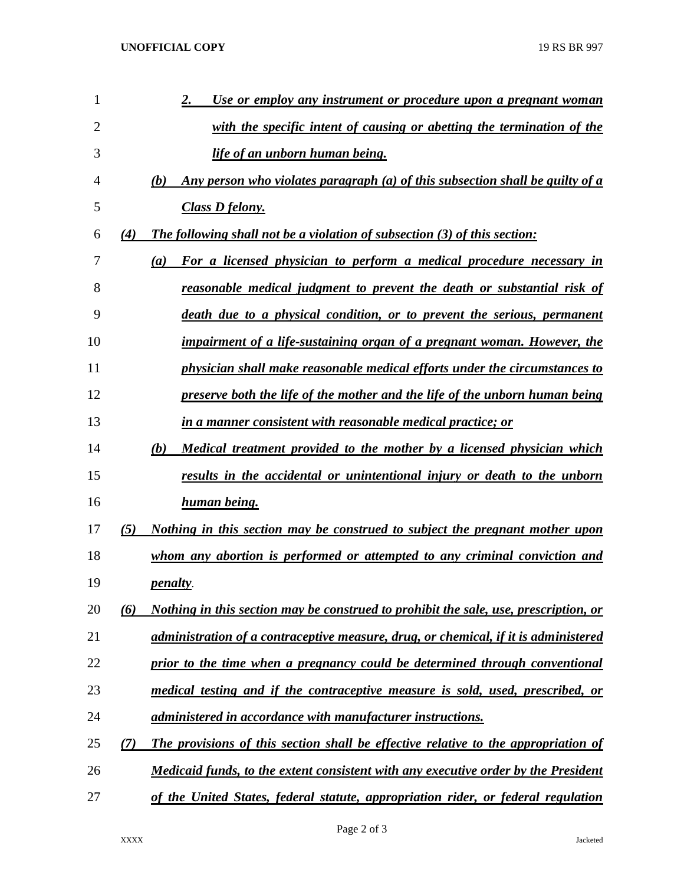2. Use or employ any instrument or procedure upon a pregnant woman with the specific intent of causing or abetting the termination of the life of an unborn human being.

(b) Any person who violates paragraph (a) of this subsection shall be guilty of a Class D felony.

(4) The following shall not be a violation of subsection (3) of this section:

(a) For a licensed physician to perform a medical procedure necessary in reasonable medical judgment to prevent the death or substantial risk of death due to a physical condition, or to prevent the serious, permanent impairment of a life-sustaining organ of a pregnant woman. However, the physician shall make reasonable medical efforts under the circumstances to preserve both the life of the mother and the life of the unborn human being in a manner consistent with reasonable medical practice; or

(b) Medical treatment provided to the mother by a licensed physician which results in the accidental or unintentional injury or death to the unborn human being.

(5) Nothing in this section may be construed to subject the pregnant mother upon whom any abortion is performed or attempted to any criminal conviction and penalty.

(6) Nothing in this section may be construed to prohibit the sale, use, prescription, or administration of a contraceptive measure, drug, or chemical, if it is administered prior to the time when a pregnancy could be determined through conventional medical testing and if the contraceptive measure is sold, used, prescribed, or administered in accordance with manufacturer instructions.

(7) The provisions of this section shall be effective relative to the appropriation of Medicaid funds, to the extent consistent with any executive order by the President of the United States, federal statute, appropriation rider, or federal regulation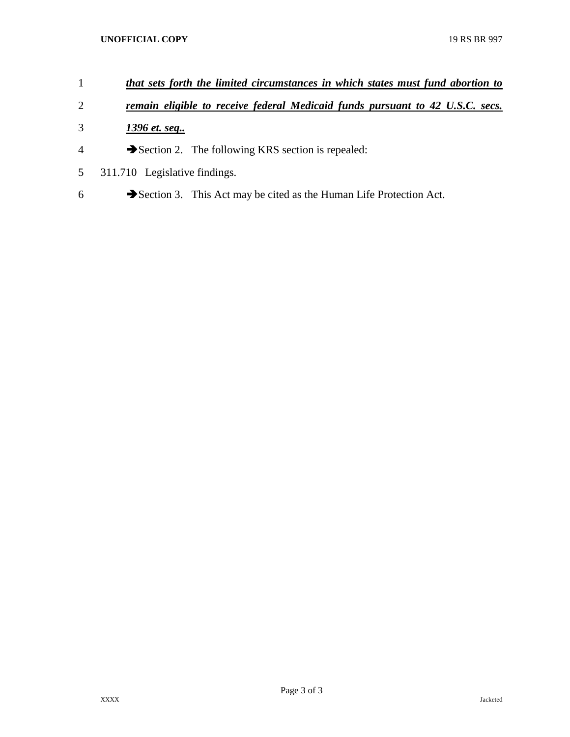***that sets forth the limited circumstances in which states must fund abortion to remain eligible to receive federal Medicaid funds pursuant to 42 U.S.C. secs. 1396 et. seq..***

➔Section 2. The following KRS section is repealed:

311.710 Legislative findings.

➔Section 3. This Act may be cited as the Human Life Protection Act.